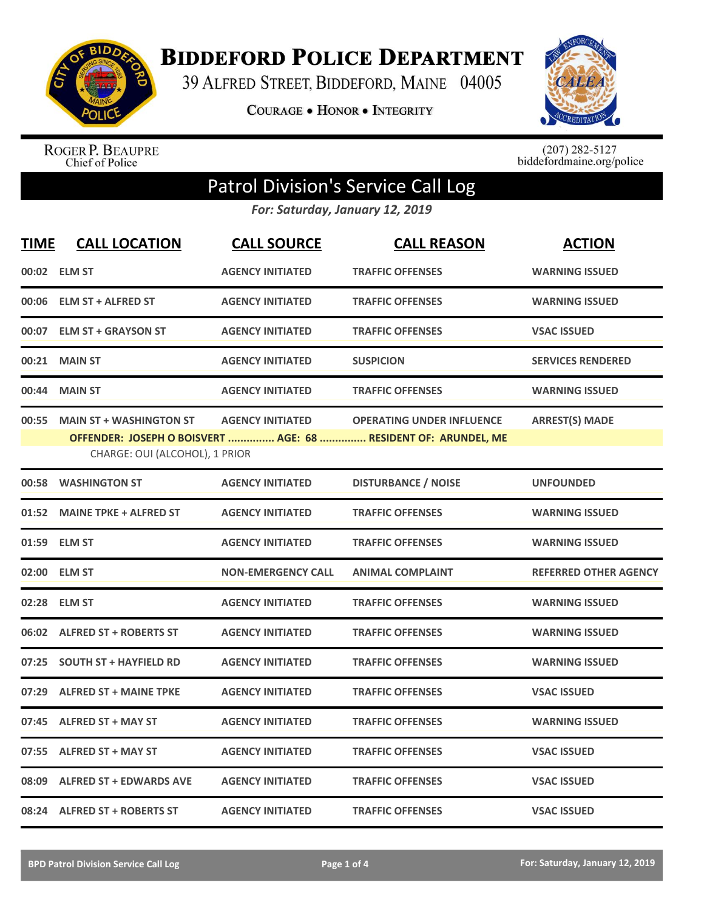# Biddeford Police Department

39 Alfred Street, Biddeford, Maine 04005

Courage • Honor • Integrity

Roger P. Beaupre
Chief of Police

(207) 282-5127
biddefordmaine.org/police

## Patrol Division's Service Call Log

*For: Saturday, January 12, 2019*

| TIME | CALL LOCATION | CALL SOURCE | CALL REASON | ACTION |
|---|---|---|---|---|
| 00:02 | ELM ST | AGENCY INITIATED | TRAFFIC OFFENSES | WARNING ISSUED |
| 00:06 | ELM ST + ALFRED ST | AGENCY INITIATED | TRAFFIC OFFENSES | WARNING ISSUED |
| 00:07 | ELM ST + GRAYSON ST | AGENCY INITIATED | TRAFFIC OFFENSES | VSAC ISSUED |
| 00:21 | MAIN ST | AGENCY INITIATED | SUSPICION | SERVICES RENDERED |
| 00:44 | MAIN ST | AGENCY INITIATED | TRAFFIC OFFENSES | WARNING ISSUED |
| 00:55 | MAIN ST + WASHINGTON ST | AGENCY INITIATED | OPERATING UNDER INFLUENCE | ARREST(S) MADE |
| | OFFENDER: JOSEPH O BOISVERT ............... AGE: 68 ............... RESIDENT OF: ARUNDEL, ME | | | |
| | CHARGE: OUI (ALCOHOL), 1 PRIOR | | | |
| 00:58 | WASHINGTON ST | AGENCY INITIATED | DISTURBANCE / NOISE | UNFOUNDED |
| 01:52 | MAINE TPKE + ALFRED ST | AGENCY INITIATED | TRAFFIC OFFENSES | WARNING ISSUED |
| 01:59 | ELM ST | AGENCY INITIATED | TRAFFIC OFFENSES | WARNING ISSUED |
| 02:00 | ELM ST | NON-EMERGENCY CALL | ANIMAL COMPLAINT | REFERRED OTHER AGENCY |
| 02:28 | ELM ST | AGENCY INITIATED | TRAFFIC OFFENSES | WARNING ISSUED |
| 06:02 | ALFRED ST + ROBERTS ST | AGENCY INITIATED | TRAFFIC OFFENSES | WARNING ISSUED |
| 07:25 | SOUTH ST + HAYFIELD RD | AGENCY INITIATED | TRAFFIC OFFENSES | WARNING ISSUED |
| 07:29 | ALFRED ST + MAINE TPKE | AGENCY INITIATED | TRAFFIC OFFENSES | VSAC ISSUED |
| 07:45 | ALFRED ST + MAY ST | AGENCY INITIATED | TRAFFIC OFFENSES | WARNING ISSUED |
| 07:55 | ALFRED ST + MAY ST | AGENCY INITIATED | TRAFFIC OFFENSES | VSAC ISSUED |
| 08:09 | ALFRED ST + EDWARDS AVE | AGENCY INITIATED | TRAFFIC OFFENSES | VSAC ISSUED |
| 08:24 | ALFRED ST + ROBERTS ST | AGENCY INITIATED | TRAFFIC OFFENSES | VSAC ISSUED |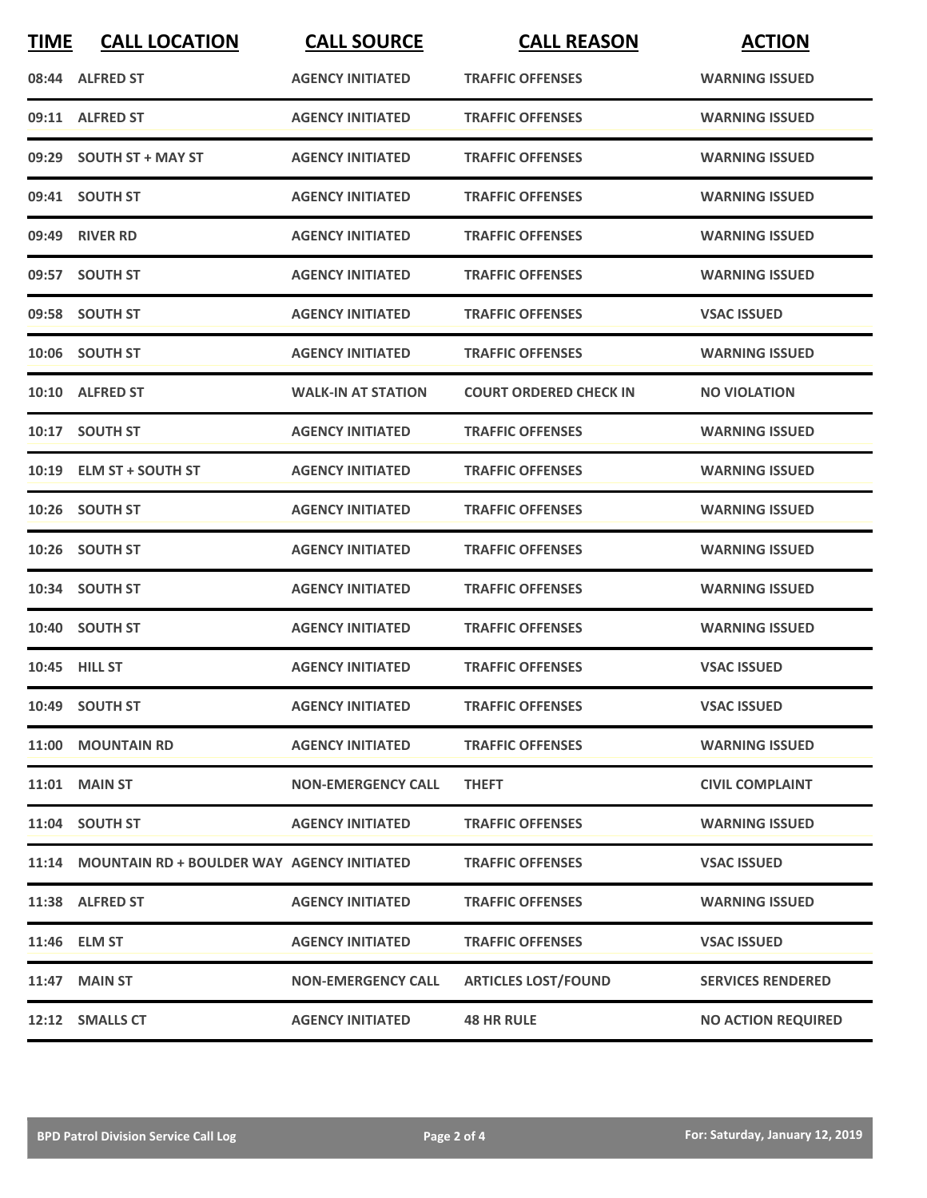| TIME | CALL LOCATION | CALL SOURCE | CALL REASON | ACTION |
|---|---|---|---|---|
| 08:44 | ALFRED ST | AGENCY INITIATED | TRAFFIC OFFENSES | WARNING ISSUED |
| 09:11 | ALFRED ST | AGENCY INITIATED | TRAFFIC OFFENSES | WARNING ISSUED |
| 09:29 | SOUTH ST + MAY ST | AGENCY INITIATED | TRAFFIC OFFENSES | WARNING ISSUED |
| 09:41 | SOUTH ST | AGENCY INITIATED | TRAFFIC OFFENSES | WARNING ISSUED |
| 09:49 | RIVER RD | AGENCY INITIATED | TRAFFIC OFFENSES | WARNING ISSUED |
| 09:57 | SOUTH ST | AGENCY INITIATED | TRAFFIC OFFENSES | WARNING ISSUED |
| 09:58 | SOUTH ST | AGENCY INITIATED | TRAFFIC OFFENSES | VSAC ISSUED |
| 10:06 | SOUTH ST | AGENCY INITIATED | TRAFFIC OFFENSES | WARNING ISSUED |
| 10:10 | ALFRED ST | WALK-IN AT STATION | COURT ORDERED CHECK IN | NO VIOLATION |
| 10:17 | SOUTH ST | AGENCY INITIATED | TRAFFIC OFFENSES | WARNING ISSUED |
| 10:19 | ELM ST + SOUTH ST | AGENCY INITIATED | TRAFFIC OFFENSES | WARNING ISSUED |
| 10:26 | SOUTH ST | AGENCY INITIATED | TRAFFIC OFFENSES | WARNING ISSUED |
| 10:26 | SOUTH ST | AGENCY INITIATED | TRAFFIC OFFENSES | WARNING ISSUED |
| 10:34 | SOUTH ST | AGENCY INITIATED | TRAFFIC OFFENSES | WARNING ISSUED |
| 10:40 | SOUTH ST | AGENCY INITIATED | TRAFFIC OFFENSES | WARNING ISSUED |
| 10:45 | HILL ST | AGENCY INITIATED | TRAFFIC OFFENSES | VSAC ISSUED |
| 10:49 | SOUTH ST | AGENCY INITIATED | TRAFFIC OFFENSES | VSAC ISSUED |
| 11:00 | MOUNTAIN RD | AGENCY INITIATED | TRAFFIC OFFENSES | WARNING ISSUED |
| 11:01 | MAIN ST | NON-EMERGENCY CALL | THEFT | CIVIL COMPLAINT |
| 11:04 | SOUTH ST | AGENCY INITIATED | TRAFFIC OFFENSES | WARNING ISSUED |
| 11:14 | MOUNTAIN RD + BOULDER WAY | AGENCY INITIATED | TRAFFIC OFFENSES | VSAC ISSUED |
| 11:38 | ALFRED ST | AGENCY INITIATED | TRAFFIC OFFENSES | WARNING ISSUED |
| 11:46 | ELM ST | AGENCY INITIATED | TRAFFIC OFFENSES | VSAC ISSUED |
| 11:47 | MAIN ST | NON-EMERGENCY CALL | ARTICLES LOST/FOUND | SERVICES RENDERED |
| 12:12 | SMALLS CT | AGENCY INITIATED | 48 HR RULE | NO ACTION REQUIRED |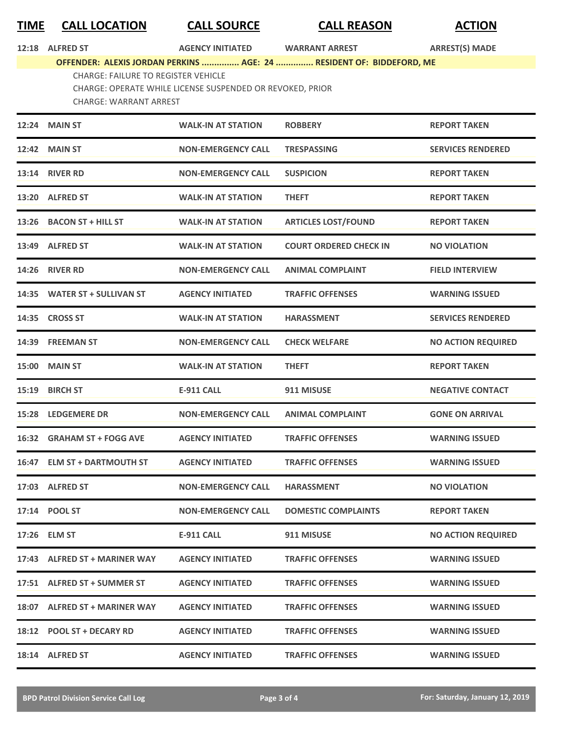| TIME | CALL LOCATION | CALL SOURCE | CALL REASON | ACTION |
|---|---|---|---|---|
| 12:18 | ALFRED ST | AGENCY INITIATED | WARRANT ARREST | ARREST(S) MADE |
| | **OFFENDER: ALEXIS JORDAN PERKINS ............... AGE: 24 ............... RESIDENT OF: BIDDEFORD, ME** | | | |
| | CHARGE: FAILURE TO REGISTER VEHICLE | | | |
| | CHARGE: OPERATE WHILE LICENSE SUSPENDED OR REVOKED, PRIOR | | | |
| | CHARGE: WARRANT ARREST | | | |
| 12:24 | MAIN ST | WALK-IN AT STATION | ROBBERY | REPORT TAKEN |
| 12:42 | MAIN ST | NON-EMERGENCY CALL | TRESPASSING | SERVICES RENDERED |
| 13:14 | RIVER RD | NON-EMERGENCY CALL | SUSPICION | REPORT TAKEN |
| 13:20 | ALFRED ST | WALK-IN AT STATION | THEFT | REPORT TAKEN |
| 13:26 | BACON ST + HILL ST | WALK-IN AT STATION | ARTICLES LOST/FOUND | REPORT TAKEN |
| 13:49 | ALFRED ST | WALK-IN AT STATION | COURT ORDERED CHECK IN | NO VIOLATION |
| 14:26 | RIVER RD | NON-EMERGENCY CALL | ANIMAL COMPLAINT | FIELD INTERVIEW |
| 14:35 | WATER ST + SULLIVAN ST | AGENCY INITIATED | TRAFFIC OFFENSES | WARNING ISSUED |
| 14:35 | CROSS ST | WALK-IN AT STATION | HARASSMENT | SERVICES RENDERED |
| 14:39 | FREEMAN ST | NON-EMERGENCY CALL | CHECK WELFARE | NO ACTION REQUIRED |
| 15:00 | MAIN ST | WALK-IN AT STATION | THEFT | REPORT TAKEN |
| 15:19 | BIRCH ST | E-911 CALL | 911 MISUSE | NEGATIVE CONTACT |
| 15:28 | LEDGEMERE DR | NON-EMERGENCY CALL | ANIMAL COMPLAINT | GONE ON ARRIVAL |
| 16:32 | GRAHAM ST + FOGG AVE | AGENCY INITIATED | TRAFFIC OFFENSES | WARNING ISSUED |
| 16:47 | ELM ST + DARTMOUTH ST | AGENCY INITIATED | TRAFFIC OFFENSES | WARNING ISSUED |
| 17:03 | ALFRED ST | NON-EMERGENCY CALL | HARASSMENT | NO VIOLATION |
| 17:14 | POOL ST | NON-EMERGENCY CALL | DOMESTIC COMPLAINTS | REPORT TAKEN |
| 17:26 | ELM ST | E-911 CALL | 911 MISUSE | NO ACTION REQUIRED |
| 17:43 | ALFRED ST + MARINER WAY | AGENCY INITIATED | TRAFFIC OFFENSES | WARNING ISSUED |
| 17:51 | ALFRED ST + SUMMER ST | AGENCY INITIATED | TRAFFIC OFFENSES | WARNING ISSUED |
| 18:07 | ALFRED ST + MARINER WAY | AGENCY INITIATED | TRAFFIC OFFENSES | WARNING ISSUED |
| 18:12 | POOL ST + DECARY RD | AGENCY INITIATED | TRAFFIC OFFENSES | WARNING ISSUED |
| 18:14 | ALFRED ST | AGENCY INITIATED | TRAFFIC OFFENSES | WARNING ISSUED |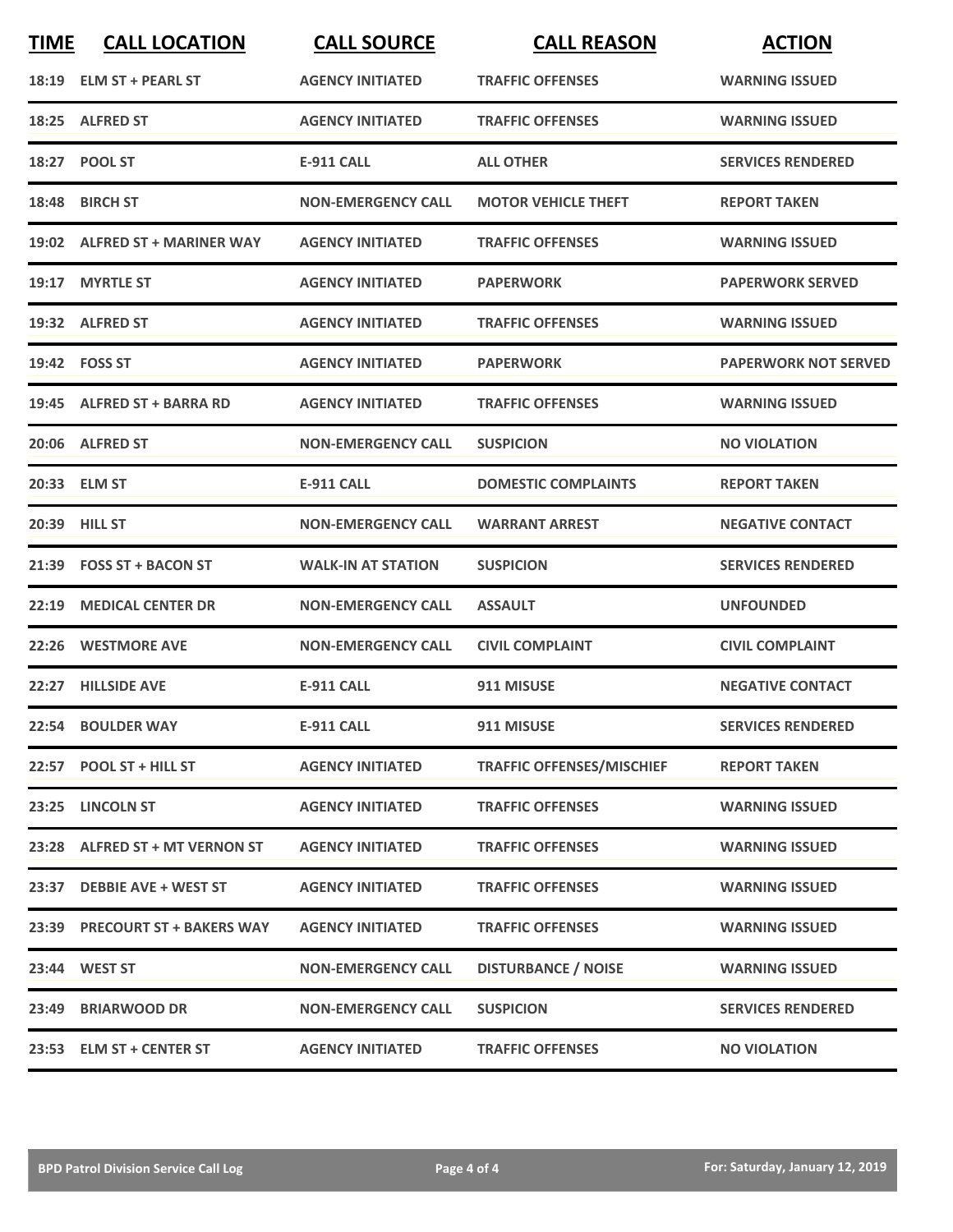| TIME | CALL LOCATION | CALL SOURCE | CALL REASON | ACTION |
|---|---|---|---|---|
| 18:19 | ELM ST + PEARL ST | AGENCY INITIATED | TRAFFIC OFFENSES | WARNING ISSUED |
| 18:25 | ALFRED ST | AGENCY INITIATED | TRAFFIC OFFENSES | WARNING ISSUED |
| 18:27 | POOL ST | E-911 CALL | ALL OTHER | SERVICES RENDERED |
| 18:48 | BIRCH ST | NON-EMERGENCY CALL | MOTOR VEHICLE THEFT | REPORT TAKEN |
| 19:02 | ALFRED ST + MARINER WAY | AGENCY INITIATED | TRAFFIC OFFENSES | WARNING ISSUED |
| 19:17 | MYRTLE ST | AGENCY INITIATED | PAPERWORK | PAPERWORK SERVED |
| 19:32 | ALFRED ST | AGENCY INITIATED | TRAFFIC OFFENSES | WARNING ISSUED |
| 19:42 | FOSS ST | AGENCY INITIATED | PAPERWORK | PAPERWORK NOT SERVED |
| 19:45 | ALFRED ST + BARRA RD | AGENCY INITIATED | TRAFFIC OFFENSES | WARNING ISSUED |
| 20:06 | ALFRED ST | NON-EMERGENCY CALL | SUSPICION | NO VIOLATION |
| 20:33 | ELM ST | E-911 CALL | DOMESTIC COMPLAINTS | REPORT TAKEN |
| 20:39 | HILL ST | NON-EMERGENCY CALL | WARRANT ARREST | NEGATIVE CONTACT |
| 21:39 | FOSS ST + BACON ST | WALK-IN AT STATION | SUSPICION | SERVICES RENDERED |
| 22:19 | MEDICAL CENTER DR | NON-EMERGENCY CALL | ASSAULT | UNFOUNDED |
| 22:26 | WESTMORE AVE | NON-EMERGENCY CALL | CIVIL COMPLAINT | CIVIL COMPLAINT |
| 22:27 | HILLSIDE AVE | E-911 CALL | 911 MISUSE | NEGATIVE CONTACT |
| 22:54 | BOULDER WAY | E-911 CALL | 911 MISUSE | SERVICES RENDERED |
| 22:57 | POOL ST + HILL ST | AGENCY INITIATED | TRAFFIC OFFENSES/MISCHIEF | REPORT TAKEN |
| 23:25 | LINCOLN ST | AGENCY INITIATED | TRAFFIC OFFENSES | WARNING ISSUED |
| 23:28 | ALFRED ST + MT VERNON ST | AGENCY INITIATED | TRAFFIC OFFENSES | WARNING ISSUED |
| 23:37 | DEBBIE AVE + WEST ST | AGENCY INITIATED | TRAFFIC OFFENSES | WARNING ISSUED |
| 23:39 | PRECOURT ST + BAKERS WAY | AGENCY INITIATED | TRAFFIC OFFENSES | WARNING ISSUED |
| 23:44 | WEST ST | NON-EMERGENCY CALL | DISTURBANCE / NOISE | WARNING ISSUED |
| 23:49 | BRIARWOOD DR | NON-EMERGENCY CALL | SUSPICION | SERVICES RENDERED |
| 23:53 | ELM ST + CENTER ST | AGENCY INITIATED | TRAFFIC OFFENSES | NO VIOLATION |